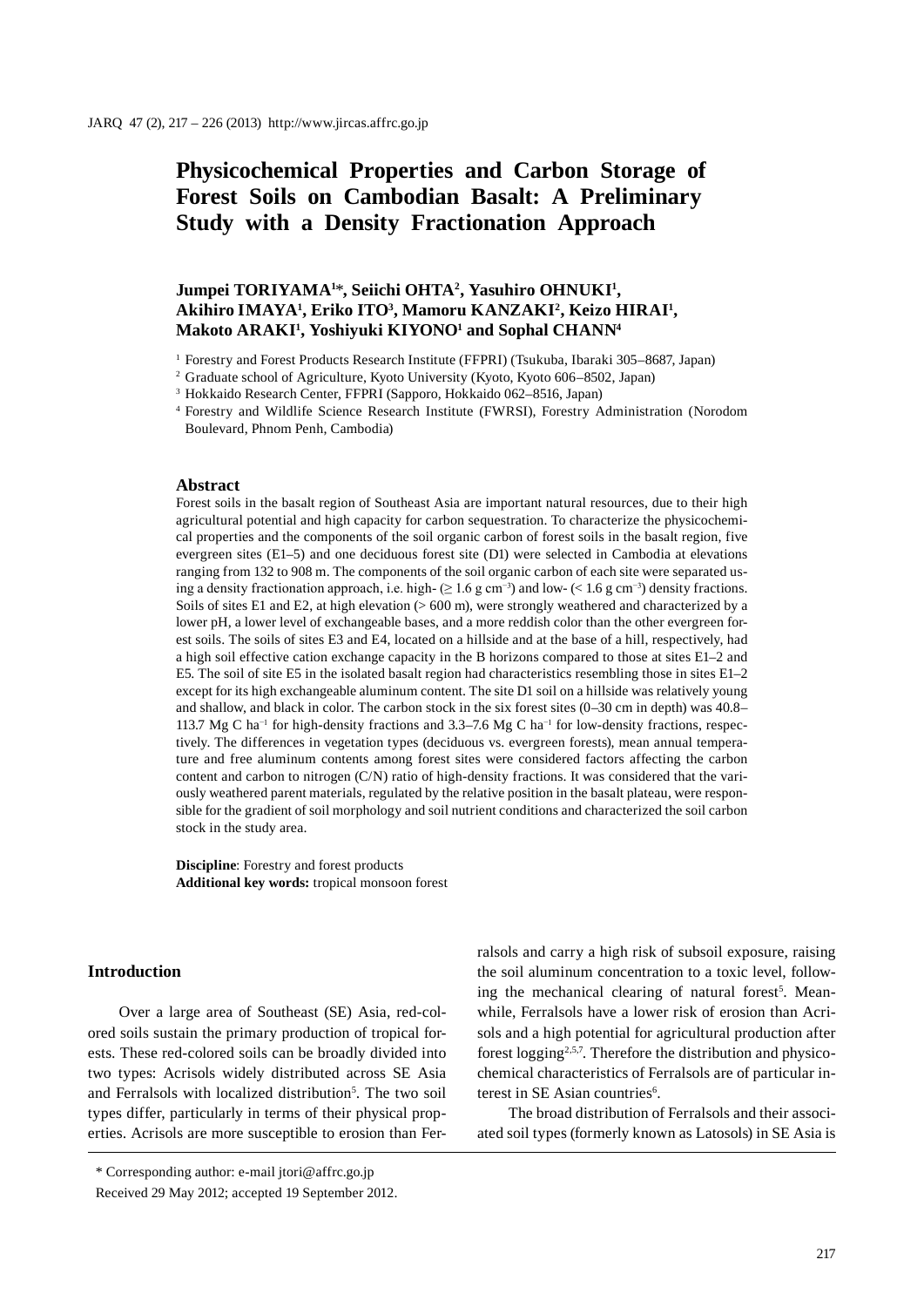# Physicochemical Properties and Carbon Storage of Forest Soils on Cambodian Basalt: A Preliminary Study with a Density Fractionation Approach

**Jumpei TORIYAMA[1]*, Seiichi OHTA[2], Yasuhiro OHNUKI[1], Akihiro IMAYA[1], Eriko ITO[3], Mamoru KANZAKI[2], Keizo HIRAI[1], Makoto ARAKI[1], Yoshiyuki KIYONO[1] and Sophal CHANN[4]**

[1] Forestry and Forest Products Research Institute (FFPRI) (Tsukuba, Ibaraki 305–8687, Japan)

[2] Graduate school of Agriculture, Kyoto University (Kyoto, Kyoto 606–8502, Japan)

[3] Hokkaido Research Center, FFPRI (Sapporo, Hokkaido 062–8516, Japan)

[4] Forestry and Wildlife Science Research Institute (FWRSI), Forestry Administration (Norodom Boulevard, Phnom Penh, Cambodia)

### Abstract

Forest soils in the basalt region of Southeast Asia are important natural resources, due to their high agricultural potential and high capacity for carbon sequestration. To characterize the physicochemical properties and the components of the soil organic carbon of forest soils in the basalt region, five evergreen sites (E1–5) and one deciduous forest site (D1) were selected in Cambodia at elevations ranging from 132 to 908 m. The components of the soil organic carbon of each site were separated using a density fractionation approach, i.e. high- ($\geq$ 1.6 g cm$^{-3}$) and low- (< 1.6 g cm$^{-3}$) density fractions. Soils of sites E1 and E2, at high elevation (> 600 m), were strongly weathered and characterized by a lower pH, a lower level of exchangeable bases, and a more reddish color than the other evergreen forest soils. The soils of sites E3 and E4, located on a hillside and at the base of a hill, respectively, had a high soil effective cation exchange capacity in the B horizons compared to those at sites E1–2 and E5. The soil of site E5 in the isolated basalt region had characteristics resembling those in sites E1–2 except for its high exchangeable aluminum content. The site D1 soil on a hillside was relatively young and shallow, and black in color. The carbon stock in the six forest sites (0–30 cm in depth) was 40.8–113.7 Mg C ha$^{-1}$ for high-density fractions and 3.3–7.6 Mg C ha$^{-1}$ for low-density fractions, respectively. The differences in vegetation types (deciduous vs. evergreen forests), mean annual temperature and free aluminum contents among forest sites were considered factors affecting the carbon content and carbon to nitrogen (C/N) ratio of high-density fractions. It was considered that the variously weathered parent materials, regulated by the relative position in the basalt plateau, were responsible for the gradient of soil morphology and soil nutrient conditions and characterized the soil carbon stock in the study area.

**Discipline**: Forestry and forest products
**Additional key words:** tropical monsoon forest

## Introduction

Over a large area of Southeast (SE) Asia, red-colored soils sustain the primary production of tropical forests. These red-colored soils can be broadly divided into two types: Acrisols widely distributed across SE Asia and Ferralsols with localized distribution[5]. The two soil types differ, particularly in terms of their physical properties. Acrisols are more susceptible to erosion than Ferralsols and carry a high risk of subsoil exposure, raising the soil aluminum concentration to a toxic level, following the mechanical clearing of natural forest[5]. Meanwhile, Ferralsols have a lower risk of erosion than Acrisols and a high potential for agricultural production after forest logging[2,5,7]. Therefore the distribution and physicochemical characteristics of Ferralsols are of particular interest in SE Asian countries[6].

The broad distribution of Ferralsols and their associated soil types (formerly known as Latosols) in SE Asia is

\* Corresponding author: e-mail jtori@affrc.go.jp

Received 29 May 2012; accepted 19 September 2012.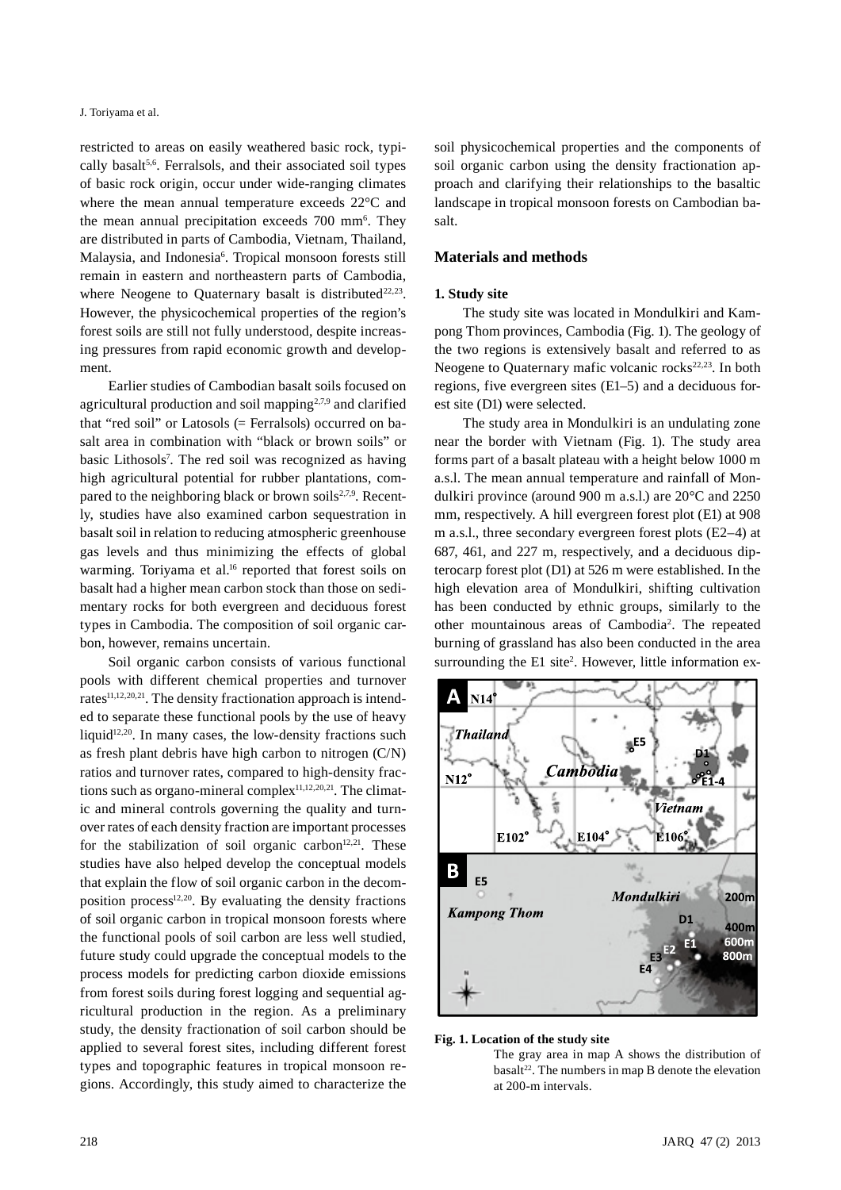restricted to areas on easily weathered basic rock, typically basalt[5,6]. Ferralsols, and their associated soil types of basic rock origin, occur under wide-ranging climates where the mean annual temperature exceeds 22°C and the mean annual precipitation exceeds 700 mm[6]. They are distributed in parts of Cambodia, Vietnam, Thailand, Malaysia, and Indonesia[6]. Tropical monsoon forests still remain in eastern and northeastern parts of Cambodia, where Neogene to Quaternary basalt is distributed[22,23]. However, the physicochemical properties of the region's forest soils are still not fully understood, despite increasing pressures from rapid economic growth and development.

Earlier studies of Cambodian basalt soils focused on agricultural production and soil mapping[2,7,9] and clarified that "red soil" or Latosols (= Ferralsols) occurred on basalt area in combination with "black or brown soils" or basic Lithosols[7]. The red soil was recognized as having high agricultural potential for rubber plantations, compared to the neighboring black or brown soils[2,7,9]. Recently, studies have also examined carbon sequestration in basalt soil in relation to reducing atmospheric greenhouse gas levels and thus minimizing the effects of global warming. Toriyama et al.[16] reported that forest soils on basalt had a higher mean carbon stock than those on sedimentary rocks for both evergreen and deciduous forest types in Cambodia. The composition of soil organic carbon, however, remains uncertain.

Soil organic carbon consists of various functional pools with different chemical properties and turnover rates[11,12,20,21]. The density fractionation approach is intended to separate these functional pools by the use of heavy liquid[12,20]. In many cases, the low-density fractions such as fresh plant debris have high carbon to nitrogen (C/N) ratios and turnover rates, compared to high-density fractions such as organo-mineral complex[11,12,20,21]. The climatic and mineral controls governing the quality and turnover rates of each density fraction are important processes for the stabilization of soil organic carbon[12,21]. These studies have also helped develop the conceptual models that explain the flow of soil organic carbon in the decomposition process[12,20]. By evaluating the density fractions of soil organic carbon in tropical monsoon forests where the functional pools of soil carbon are less well studied, future study could upgrade the conceptual models to the process models for predicting carbon dioxide emissions from forest soils during forest logging and sequential agricultural production in the region. As a preliminary study, the density fractionation of soil carbon should be applied to several forest sites, including different forest types and topographic features in tropical monsoon regions. Accordingly, this study aimed to characterize the soil physicochemical properties and the components of soil organic carbon using the density fractionation approach and clarifying their relationships to the basaltic landscape in tropical monsoon forests on Cambodian basalt.

## Materials and methods

### 1. Study site

The study site was located in Mondulkiri and Kampong Thom provinces, Cambodia (Fig. 1). The geology of the two regions is extensively basalt and referred to as Neogene to Quaternary mafic volcanic rocks[22,23]. In both regions, five evergreen sites (E1–5) and a deciduous forest site (D1) were selected.

The study area in Mondulkiri is an undulating zone near the border with Vietnam (Fig. 1). The study area forms part of a basalt plateau with a height below 1000 m a.s.l. The mean annual temperature and rainfall of Mondulkiri province (around 900 m a.s.l.) are 20°C and 2250 mm, respectively. A hill evergreen forest plot (E1) at 908 m a.s.l., three secondary evergreen forest plots (E2–4) at 687, 461, and 227 m, respectively, and a deciduous dipterocarp forest plot (D1) at 526 m were established. In the high elevation area of Mondulkiri, shifting cultivation has been conducted by ethnic groups, similarly to the other mountainous areas of Cambodia[2]. The repeated burning of grassland has also been conducted in the area surrounding the E1 site[2]. However, little information ex-

**Fig. 1. Location of the study site**

The gray area in map A shows the distribution of basalt[22]. The numbers in map B denote the elevation at 200-m intervals.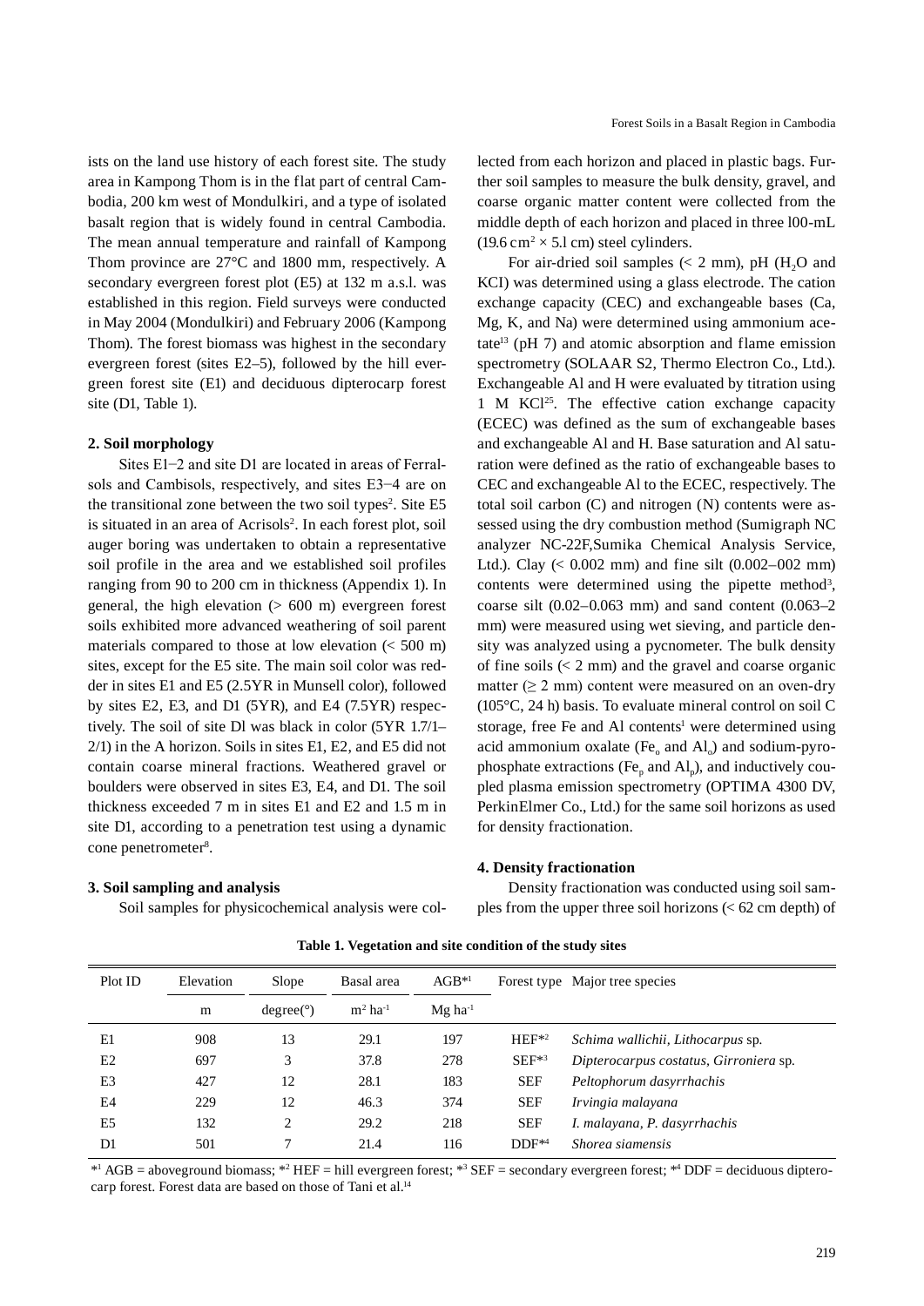ists on the land use history of each forest site. The study area in Kampong Thom is in the flat part of central Cambodia, 200 km west of Mondulkiri, and a type of isolated basalt region that is widely found in central Cambodia. The mean annual temperature and rainfall of Kampong Thom province are 27°C and 1800 mm, respectively. A secondary evergreen forest plot (E5) at 132 m a.s.l. was established in this region. Field surveys were conducted in May 2004 (Mondulkiri) and February 2006 (Kampong Thom). The forest biomass was highest in the secondary evergreen forest (sites E2–5), followed by the hill evergreen forest site (E1) and deciduous dipterocarp forest site (D1, Table 1).

## 2. Soil morphology

Sites E1−2 and site D1 are located in areas of Ferralsols and Cambisols, respectively, and sites E3−4 are on the transitional zone between the two soil types[2]. Site E5 is situated in an area of Acrisols[2]. In each forest plot, soil auger boring was undertaken to obtain a representative soil profile in the area and we established soil profiles ranging from 90 to 200 cm in thickness (Appendix 1). In general, the high elevation (> 600 m) evergreen forest soils exhibited more advanced weathering of soil parent materials compared to those at low elevation (< 500 m) sites, except for the E5 site. The main soil color was redder in sites E1 and E5 (2.5YR in Munsell color), followed by sites E2, E3, and D1 (5YR), and E4 (7.5YR) respectively. The soil of site Dl was black in color (5YR 1.7/1–2/1) in the A horizon. Soils in sites E1, E2, and E5 did not contain coarse mineral fractions. Weathered gravel or boulders were observed in sites E3, E4, and D1. The soil thickness exceeded 7 m in sites E1 and E2 and 1.5 m in site D1, according to a penetration test using a dynamic cone penetrometer[8].

## 3. Soil sampling and analysis

Soil samples for physicochemical analysis were collected from each horizon and placed in plastic bags. Further soil samples to measure the bulk density, gravel, and coarse organic matter content were collected from the middle depth of each horizon and placed in three l00-mL (19.6 cm$^2$ × 5.l cm) steel cylinders.

For air-dried soil samples (< 2 mm), pH ($H_2O$ and KCI) was determined using a glass electrode. The cation exchange capacity (CEC) and exchangeable bases (Ca, Mg, K, and Na) were determined using ammonium acetate[13] (pH 7) and atomic absorption and flame emission spectrometry (SOLAAR S2, Thermo Electron Co., Ltd.). Exchangeable Al and H were evaluated by titration using 1 M KCl[25]. The effective cation exchange capacity (ECEC) was defined as the sum of exchangeable bases and exchangeable Al and H. Base saturation and Al saturation were defined as the ratio of exchangeable bases to CEC and exchangeable Al to the ECEC, respectively. The total soil carbon (C) and nitrogen (N) contents were assessed using the dry combustion method (Sumigraph NC analyzer NC-22F,Sumika Chemical Analysis Service, Ltd.). Clay (< 0.002 mm) and fine silt (0.002–002 mm) contents were determined using the pipette method[3], coarse silt (0.02–0.063 mm) and sand content (0.063–2 mm) were measured using wet sieving, and particle density was analyzed using a pycnometer. The bulk density of fine soils (< 2 mm) and the gravel and coarse organic matter (≥ 2 mm) content were measured on an oven-dry (105°C, 24 h) basis. To evaluate mineral control on soil C storage, free Fe and Al contents[1] were determined using acid ammonium oxalate ($Fe_o$ and $Al_o$) and sodium-pyrophosphate extractions ($Fe_p$ and $Al_p$), and inductively coupled plasma emission spectrometry (OPTIMA 4300 DV, PerkinElmer Co., Ltd.) for the same soil horizons as used for density fractionation.

## 4. Density fractionation

Density fractionation was conducted using soil samples from the upper three soil horizons (< 62 cm depth) of

**Table 1. Vegetation and site condition of the study sites**

| Plot ID | Elevation | Slope | Basal area | AGB*[1] | Forest type | Major tree species |
|---|---|---|---|---|---|---|
| | m | degree(°) | m$^2$ ha$^{-1}$ | Mg ha$^{-1}$ | | |
| E1 | 908 | 13 | 29.1 | 197 | HEF*[2] | *Schima wallichii, Lithocarpus* sp. |
| E2 | 697 | 3 | 37.8 | 278 | SEF*[3] | *Dipterocarpus costatus, Girroniera* sp. |
| E3 | 427 | 12 | 28.1 | 183 | SEF | *Peltophorum dasyrrhachis* |
| E4 | 229 | 12 | 46.3 | 374 | SEF | *Irvingia malayana* |
| E5 | 132 | 2 | 29.2 | 218 | SEF | *I. malayana, P. dasyrrhachis* |
| D1 | 501 | 7 | 21.4 | 116 | DDF*[4] | *Shorea siamensis* |

*[1] AGB = aboveground biomass; *[2] HEF = hill evergreen forest; *[3] SEF = secondary evergreen forest; *[4] DDF = deciduous dipterocarp forest. Forest data are based on those of Tani et al.[14]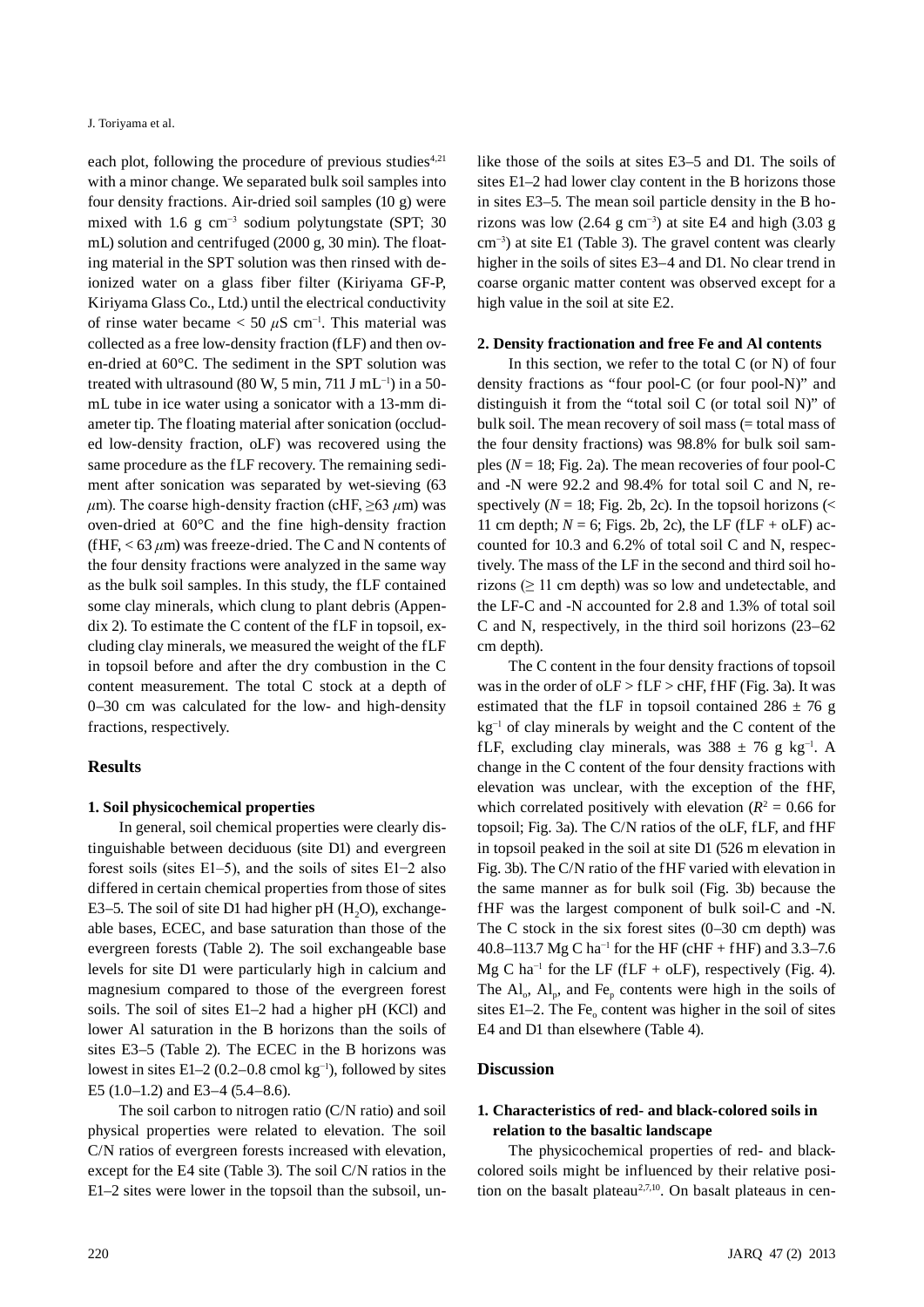each plot, following the procedure of previous studies[4,21] with a minor change. We separated bulk soil samples into four density fractions. Air-dried soil samples (10 g) were mixed with 1.6 g $cm^{-3}$ sodium polytungstate (SPT; 30 mL) solution and centrifuged (2000 g, 30 min). The floating material in the SPT solution was then rinsed with deionized water on a glass fiber filter (Kiriyama GF-P, Kiriyama Glass Co., Ltd.) until the electrical conductivity of rinse water became < 50 $\mu$S $cm^{-1}$. This material was collected as a free low-density fraction (fLF) and then oven-dried at 60°C. The sediment in the SPT solution was treated with ultrasound (80 W, 5 min, 711 J $mL^{-1}$) in a 50-mL tube in ice water using a sonicator with a 13-mm diameter tip. The floating material after sonication (occluded low-density fraction, oLF) was recovered using the same procedure as the fLF recovery. The remaining sediment after sonication was separated by wet-sieving (63 $\mu$m). The coarse high-density fraction (cHF, ≥63 $\mu$m) was oven-dried at 60°C and the fine high-density fraction (fHF, < 63 $\mu$m) was freeze-dried. The C and N contents of the four density fractions were analyzed in the same way as the bulk soil samples. In this study, the fLF contained some clay minerals, which clung to plant debris (Appendix 2). To estimate the C content of the fLF in topsoil, excluding clay minerals, we measured the weight of the fLF in topsoil before and after the dry combustion in the C content measurement. The total C stock at a depth of 0–30 cm was calculated for the low- and high-density fractions, respectively.

## Results

### 1. Soil physicochemical properties

In general, soil chemical properties were clearly distinguishable between deciduous (site D1) and evergreen forest soils (sites E1–5), and the soils of sites E1–2 also differed in certain chemical properties from those of sites E3–5. The soil of site D1 had higher pH ($H_2O$), exchangeable bases, ECEC, and base saturation than those of the evergreen forests (Table 2). The soil exchangeable base levels for site D1 were particularly high in calcium and magnesium compared to those of the evergreen forest soils. The soil of sites E1–2 had a higher pH (KCl) and lower Al saturation in the B horizons than the soils of sites E3–5 (Table 2). The ECEC in the B horizons was lowest in sites E1–2 (0.2–0.8 cmol $kg^{-1}$), followed by sites E5 (1.0–1.2) and E3–4 (5.4–8.6).

The soil carbon to nitrogen ratio (C/N ratio) and soil physical properties were related to elevation. The soil C/N ratios of evergreen forests increased with elevation, except for the E4 site (Table 3). The soil C/N ratios in the E1–2 sites were lower in the topsoil than the subsoil, unlike those of the soils at sites E3–5 and D1. The soils of sites E1–2 had lower clay content in the B horizons those in sites E3–5. The mean soil particle density in the B horizons was low (2.64 g $cm^{-3}$) at site E4 and high (3.03 g $cm^{-3}$) at site E1 (Table 3). The gravel content was clearly higher in the soils of sites E3–4 and D1. No clear trend in coarse organic matter content was observed except for a high value in the soil at site E2.

### 2. Density fractionation and free Fe and Al contents

In this section, we refer to the total C (or N) of four density fractions as "four pool-C (or four pool-N)" and distinguish it from the "total soil C (or total soil N)" of bulk soil. The mean recovery of soil mass (= total mass of the four density fractions) was 98.8% for bulk soil samples ($N$ = 18; Fig. 2a). The mean recoveries of four pool-C and -N were 92.2 and 98.4% for total soil C and N, respectively ($N$ = 18; Fig. 2b, 2c). In the topsoil horizons (< 11 cm depth; $N$ = 6; Figs. 2b, 2c), the LF (fLF + oLF) accounted for 10.3 and 6.2% of total soil C and N, respectively. The mass of the LF in the second and third soil horizons (≥ 11 cm depth) was so low and undetectable, and the LF-C and -N accounted for 2.8 and 1.3% of total soil C and N, respectively, in the third soil horizons (23–62 cm depth).

The C content in the four density fractions of topsoil was in the order of oLF > fLF > cHF, fHF (Fig. 3a). It was estimated that the fLF in topsoil contained 286 ± 76 g $kg^{-1}$ of clay minerals by weight and the C content of the fLF, excluding clay minerals, was 388 ± 76 g $kg^{-1}$. A change in the C content of the four density fractions with elevation was unclear, with the exception of the fHF, which correlated positively with elevation ($R^2$ = 0.66 for topsoil; Fig. 3a). The C/N ratios of the oLF, fLF, and fHF in topsoil peaked in the soil at site D1 (526 m elevation in Fig. 3b). The C/N ratio of the fHF varied with elevation in the same manner as for bulk soil (Fig. 3b) because the fHF was the largest component of bulk soil-C and -N. The C stock in the six forest sites (0–30 cm depth) was 40.8–113.7 Mg C $ha^{-1}$ for the HF (cHF + fHF) and 3.3–7.6 Mg C $ha^{-1}$ for the LF (fLF + oLF), respectively (Fig. 4). The $Al_o$, $Al_p$, and $Fe_p$ contents were high in the soils of sites E1–2. The $Fe_o$ content was higher in the soil of sites E4 and D1 than elsewhere (Table 4).

## Discussion

### 1. Characteristics of red- and black-colored soils in relation to the basaltic landscape

The physicochemical properties of red- and black-colored soils might be influenced by their relative position on the basalt plateau[2,7,10]. On basalt plateaus in cen-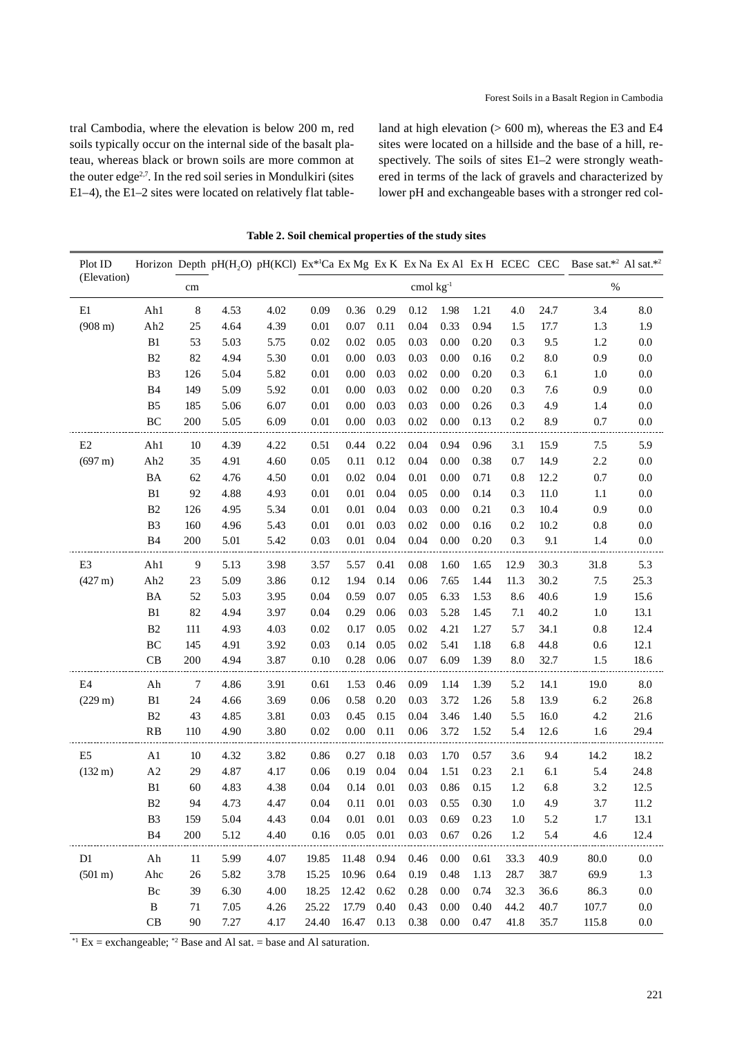tral Cambodia, where the elevation is below 200 m, red soils typically occur on the internal side of the basalt plateau, whereas black or brown soils are more common at the outer edge[2,7]. In the red soil series in Mondulkiri (sites E1–4), the E1–2 sites were located on relatively flat tableland at high elevation (> 600 m), whereas the E3 and E4 sites were located on a hillside and the base of a hill, respectively. The soils of sites E1–2 were strongly weathered in terms of the lack of gravels and characterized by lower pH and exchangeable bases with a stronger red col-

**Table 2. Soil chemical properties of the study sites**

| Plot ID (Elevation) | Horizon | Depth | $pH(H_2O)$ | pH(KCl) | Ex*[1]Ca | Ex Mg | Ex K | Ex Na | Ex Al | Ex H | ECEC | CEC | Base sat.*[2] | Al sat.*[2] |
|---|---|---|---|---|---|---|---|---|---|---|---|---|---|---|
| | | cm | | | cmol $kg^{-1}$ | | | | | | | | % | |
| E1 | Ah1 | 8 | 4.53 | 4.02 | 0.09 | 0.36 | 0.29 | 0.12 | 1.98 | 1.21 | 4.0 | 24.7 | 3.4 | 8.0 |
| (908 m) | Ah2 | 25 | 4.64 | 4.39 | 0.01 | 0.07 | 0.11 | 0.04 | 0.33 | 0.94 | 1.5 | 17.7 | 1.3 | 1.9 |
| | B1 | 53 | 5.03 | 5.75 | 0.02 | 0.02 | 0.05 | 0.03 | 0.00 | 0.20 | 0.3 | 9.5 | 1.2 | 0.0 |
| | B2 | 82 | 4.94 | 5.30 | 0.01 | 0.00 | 0.03 | 0.03 | 0.00 | 0.16 | 0.2 | 8.0 | 0.9 | 0.0 |
| | B3 | 126 | 5.04 | 5.82 | 0.01 | 0.00 | 0.03 | 0.02 | 0.00 | 0.20 | 0.3 | 6.1 | 1.0 | 0.0 |
| | B4 | 149 | 5.09 | 5.92 | 0.01 | 0.00 | 0.03 | 0.02 | 0.00 | 0.20 | 0.3 | 7.6 | 0.9 | 0.0 |
| | B5 | 185 | 5.06 | 6.07 | 0.01 | 0.00 | 0.03 | 0.03 | 0.00 | 0.26 | 0.3 | 4.9 | 1.4 | 0.0 |
| | BC | 200 | 5.05 | 6.09 | 0.01 | 0.00 | 0.03 | 0.02 | 0.00 | 0.13 | 0.2 | 8.9 | 0.7 | 0.0 |
| E2 | Ah1 | 10 | 4.39 | 4.22 | 0.51 | 0.44 | 0.22 | 0.04 | 0.94 | 0.96 | 3.1 | 15.9 | 7.5 | 5.9 |
| (697 m) | Ah2 | 35 | 4.91 | 4.60 | 0.05 | 0.11 | 0.12 | 0.04 | 0.00 | 0.38 | 0.7 | 14.9 | 2.2 | 0.0 |
| | BA | 62 | 4.76 | 4.50 | 0.01 | 0.02 | 0.04 | 0.01 | 0.00 | 0.71 | 0.8 | 12.2 | 0.7 | 0.0 |
| | B1 | 92 | 4.88 | 4.93 | 0.01 | 0.01 | 0.04 | 0.05 | 0.00 | 0.14 | 0.3 | 11.0 | 1.1 | 0.0 |
| | B2 | 126 | 4.95 | 5.34 | 0.01 | 0.01 | 0.04 | 0.03 | 0.00 | 0.21 | 0.3 | 10.4 | 0.9 | 0.0 |
| | B3 | 160 | 4.96 | 5.43 | 0.01 | 0.01 | 0.03 | 0.02 | 0.00 | 0.16 | 0.2 | 10.2 | 0.8 | 0.0 |
| | B4 | 200 | 5.01 | 5.42 | 0.03 | 0.01 | 0.04 | 0.04 | 0.00 | 0.20 | 0.3 | 9.1 | 1.4 | 0.0 |
| E3 | Ah1 | 9 | 5.13 | 3.98 | 3.57 | 5.57 | 0.41 | 0.08 | 1.60 | 1.65 | 12.9 | 30.3 | 31.8 | 5.3 |
| (427 m) | Ah2 | 23 | 5.09 | 3.86 | 0.12 | 1.94 | 0.14 | 0.06 | 7.65 | 1.44 | 11.3 | 30.2 | 7.5 | 25.3 |
| | BA | 52 | 5.03 | 3.95 | 0.04 | 0.59 | 0.07 | 0.05 | 6.33 | 1.53 | 8.6 | 40.6 | 1.9 | 15.6 |
| | B1 | 82 | 4.94 | 3.97 | 0.04 | 0.29 | 0.06 | 0.03 | 5.28 | 1.45 | 7.1 | 40.2 | 1.0 | 13.1 |
| | B2 | 111 | 4.93 | 4.03 | 0.02 | 0.17 | 0.05 | 0.02 | 4.21 | 1.27 | 5.7 | 34.1 | 0.8 | 12.4 |
| | BC | 145 | 4.91 | 3.92 | 0.03 | 0.14 | 0.05 | 0.02 | 5.41 | 1.18 | 6.8 | 44.8 | 0.6 | 12.1 |
| | CB | 200 | 4.94 | 3.87 | 0.10 | 0.28 | 0.06 | 0.07 | 6.09 | 1.39 | 8.0 | 32.7 | 1.5 | 18.6 |
| E4 | Ah | 7 | 4.86 | 3.91 | 0.61 | 1.53 | 0.46 | 0.09 | 1.14 | 1.39 | 5.2 | 14.1 | 19.0 | 8.0 |
| (229 m) | B1 | 24 | 4.66 | 3.69 | 0.06 | 0.58 | 0.20 | 0.03 | 3.72 | 1.26 | 5.8 | 13.9 | 6.2 | 26.8 |
| | B2 | 43 | 4.85 | 3.81 | 0.03 | 0.45 | 0.15 | 0.04 | 3.46 | 1.40 | 5.5 | 16.0 | 4.2 | 21.6 |
| | RB | 110 | 4.90 | 3.80 | 0.02 | 0.00 | 0.11 | 0.06 | 3.72 | 1.52 | 5.4 | 12.6 | 1.6 | 29.4 |
| E5 | A1 | 10 | 4.32 | 3.82 | 0.86 | 0.27 | 0.18 | 0.03 | 1.70 | 0.57 | 3.6 | 9.4 | 14.2 | 18.2 |
| (132 m) | A2 | 29 | 4.87 | 4.17 | 0.06 | 0.19 | 0.04 | 0.04 | 1.51 | 0.23 | 2.1 | 6.1 | 5.4 | 24.8 |
| | B1 | 60 | 4.83 | 4.38 | 0.04 | 0.14 | 0.01 | 0.03 | 0.86 | 0.15 | 1.2 | 6.8 | 3.2 | 12.5 |
| | B2 | 94 | 4.73 | 4.47 | 0.04 | 0.11 | 0.01 | 0.03 | 0.55 | 0.30 | 1.0 | 4.9 | 3.7 | 11.2 |
| | B3 | 159 | 5.04 | 4.43 | 0.04 | 0.01 | 0.01 | 0.03 | 0.69 | 0.23 | 1.0 | 5.2 | 1.7 | 13.1 |
| | B4 | 200 | 5.12 | 4.40 | 0.16 | 0.05 | 0.01 | 0.03 | 0.67 | 0.26 | 1.2 | 5.4 | 4.6 | 12.4 |
| D1 | Ah | 11 | 5.99 | 4.07 | 19.85 | 11.48 | 0.94 | 0.46 | 0.00 | 0.61 | 33.3 | 40.9 | 80.0 | 0.0 |
| (501 m) | Ahc | 26 | 5.82 | 3.78 | 15.25 | 10.96 | 0.64 | 0.19 | 0.48 | 1.13 | 28.7 | 38.7 | 69.9 | 1.3 |
| | Bc | 39 | 6.30 | 4.00 | 18.25 | 12.42 | 0.62 | 0.28 | 0.00 | 0.74 | 32.3 | 36.6 | 86.3 | 0.0 |
| | B | 71 | 7.05 | 4.26 | 25.22 | 17.79 | 0.40 | 0.43 | 0.00 | 0.40 | 44.2 | 40.7 | 107.7 | 0.0 |
| | CB | 90 | 7.27 | 4.17 | 24.40 | 16.47 | 0.13 | 0.38 | 0.00 | 0.47 | 41.8 | 35.7 | 115.8 | 0.0 |

*[1] Ex = exchangeable; *[2] Base and Al sat. = base and Al saturation.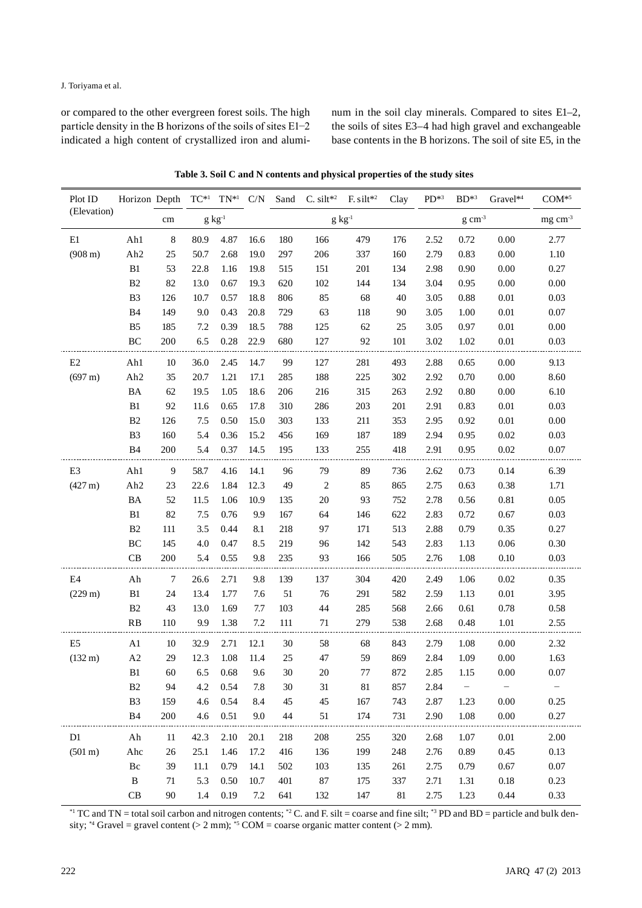or compared to the other evergreen forest soils. The high particle density in the B horizons of the soils of sites E1–2 indicated a high content of crystallized iron and aluminum in the soil clay minerals. Compared to sites E1–2, the soils of sites E3–4 had high gravel and exchangeable base contents in the B horizons. The soil of site E5, in the

**Table 3. Soil C and N contents and physical properties of the study sites**

| Plot ID (Elevation) | Horizon | Depth | TC*[1] | TN*[1] | C/N | Sand | C. silt*[2] | F. silt*[2] | Clay | PD*[3] | BD*[3] | Gravel*[4] | COM*[5] |
|---|---|---|---|---|---|---|---|---|---|---|---|---|---|
| | | cm | g kg$^{-1}$ | | | g kg$^{-1}$ | | | | g cm$^{-3}$ | | | mg cm$^{-3}$ |
| E1 | Ah1 | 8 | 80.9 | 4.87 | 16.6 | 180 | 166 | 479 | 176 | 2.52 | 0.72 | 0.00 | 2.77 |
| (908 m) | Ah2 | 25 | 50.7 | 2.68 | 19.0 | 297 | 206 | 337 | 160 | 2.79 | 0.83 | 0.00 | 1.10 |
| | B1 | 53 | 22.8 | 1.16 | 19.8 | 515 | 151 | 201 | 134 | 2.98 | 0.90 | 0.00 | 0.27 |
| | B2 | 82 | 13.0 | 0.67 | 19.3 | 620 | 102 | 144 | 134 | 3.04 | 0.95 | 0.00 | 0.00 |
| | B3 | 126 | 10.7 | 0.57 | 18.8 | 806 | 85 | 68 | 40 | 3.05 | 0.88 | 0.01 | 0.03 |
| | B4 | 149 | 9.0 | 0.43 | 20.8 | 729 | 63 | 118 | 90 | 3.05 | 1.00 | 0.01 | 0.07 |
| | B5 | 185 | 7.2 | 0.39 | 18.5 | 788 | 125 | 62 | 25 | 3.05 | 0.97 | 0.01 | 0.00 |
| | BC | 200 | 6.5 | 0.28 | 22.9 | 680 | 127 | 92 | 101 | 3.02 | 1.02 | 0.01 | 0.03 |
| E2 | Ah1 | 10 | 36.0 | 2.45 | 14.7 | 99 | 127 | 281 | 493 | 2.88 | 0.65 | 0.00 | 9.13 |
| (697 m) | Ah2 | 35 | 20.7 | 1.21 | 17.1 | 285 | 188 | 225 | 302 | 2.92 | 0.70 | 0.00 | 8.60 |
| | BA | 62 | 19.5 | 1.05 | 18.6 | 206 | 216 | 315 | 263 | 2.92 | 0.80 | 0.00 | 6.10 |
| | B1 | 92 | 11.6 | 0.65 | 17.8 | 310 | 286 | 203 | 201 | 2.91 | 0.83 | 0.01 | 0.03 |
| | B2 | 126 | 7.5 | 0.50 | 15.0 | 303 | 133 | 211 | 353 | 2.95 | 0.92 | 0.01 | 0.00 |
| | B3 | 160 | 5.4 | 0.36 | 15.2 | 456 | 169 | 187 | 189 | 2.94 | 0.95 | 0.02 | 0.03 |
| | B4 | 200 | 5.4 | 0.37 | 14.5 | 195 | 133 | 255 | 418 | 2.91 | 0.95 | 0.02 | 0.07 |
| E3 | Ah1 | 9 | 58.7 | 4.16 | 14.1 | 96 | 79 | 89 | 736 | 2.62 | 0.73 | 0.14 | 6.39 |
| (427 m) | Ah2 | 23 | 22.6 | 1.84 | 12.3 | 49 | 2 | 85 | 865 | 2.75 | 0.63 | 0.38 | 1.71 |
| | BA | 52 | 11.5 | 1.06 | 10.9 | 135 | 20 | 93 | 752 | 2.78 | 0.56 | 0.81 | 0.05 |
| | B1 | 82 | 7.5 | 0.76 | 9.9 | 167 | 64 | 146 | 622 | 2.83 | 0.72 | 0.67 | 0.03 |
| | B2 | 111 | 3.5 | 0.44 | 8.1 | 218 | 97 | 171 | 513 | 2.88 | 0.79 | 0.35 | 0.27 |
| | BC | 145 | 4.0 | 0.47 | 8.5 | 219 | 96 | 142 | 543 | 2.83 | 1.13 | 0.06 | 0.30 |
| | CB | 200 | 5.4 | 0.55 | 9.8 | 235 | 93 | 166 | 505 | 2.76 | 1.08 | 0.10 | 0.03 |
| E4 | Ah | 7 | 26.6 | 2.71 | 9.8 | 139 | 137 | 304 | 420 | 2.49 | 1.06 | 0.02 | 0.35 |
| (229 m) | B1 | 24 | 13.4 | 1.77 | 7.6 | 51 | 76 | 291 | 582 | 2.59 | 1.13 | 0.01 | 3.95 |
| | B2 | 43 | 13.0 | 1.69 | 7.7 | 103 | 44 | 285 | 568 | 2.66 | 0.61 | 0.78 | 0.58 |
| | RB | 110 | 9.9 | 1.38 | 7.2 | 111 | 71 | 279 | 538 | 2.68 | 0.48 | 1.01 | 2.55 |
| E5 | A1 | 10 | 32.9 | 2.71 | 12.1 | 30 | 58 | 68 | 843 | 2.79 | 1.08 | 0.00 | 2.32 |
| (132 m) | A2 | 29 | 12.3 | 1.08 | 11.4 | 25 | 47 | 59 | 869 | 2.84 | 1.09 | 0.00 | 1.63 |
| | B1 | 60 | 6.5 | 0.68 | 9.6 | 30 | 20 | 77 | 872 | 2.85 | 1.15 | 0.00 | 0.07 |
| | B2 | 94 | 4.2 | 0.54 | 7.8 | 30 | 31 | 81 | 857 | 2.84 | – | – | – |
| | B3 | 159 | 4.6 | 0.54 | 8.4 | 45 | 45 | 167 | 743 | 2.87 | 1.23 | 0.00 | 0.25 |
| | B4 | 200 | 4.6 | 0.51 | 9.0 | 44 | 51 | 174 | 731 | 2.90 | 1.08 | 0.00 | 0.27 |
| D1 | Ah | 11 | 42.3 | 2.10 | 20.1 | 218 | 208 | 255 | 320 | 2.68 | 1.07 | 0.01 | 2.00 |
| (501 m) | Ahc | 26 | 25.1 | 1.46 | 17.2 | 416 | 136 | 199 | 248 | 2.76 | 0.89 | 0.45 | 0.13 |
| | Bc | 39 | 11.1 | 0.79 | 14.1 | 502 | 103 | 135 | 261 | 2.75 | 0.79 | 0.67 | 0.07 |
| | B | 71 | 5.3 | 0.50 | 10.7 | 401 | 87 | 175 | 337 | 2.71 | 1.31 | 0.18 | 0.23 |
| | CB | 90 | 1.4 | 0.19 | 7.2 | 641 | 132 | 147 | 81 | 2.75 | 1.23 | 0.44 | 0.33 |

*[1] TC and TN = total soil carbon and nitrogen contents; *[2] C. and F. silt = coarse and fine silt; *[3] PD and BD = particle and bulk density; *[4] Gravel = gravel content (> 2 mm); *[5] COM = coarse organic matter content (> 2 mm).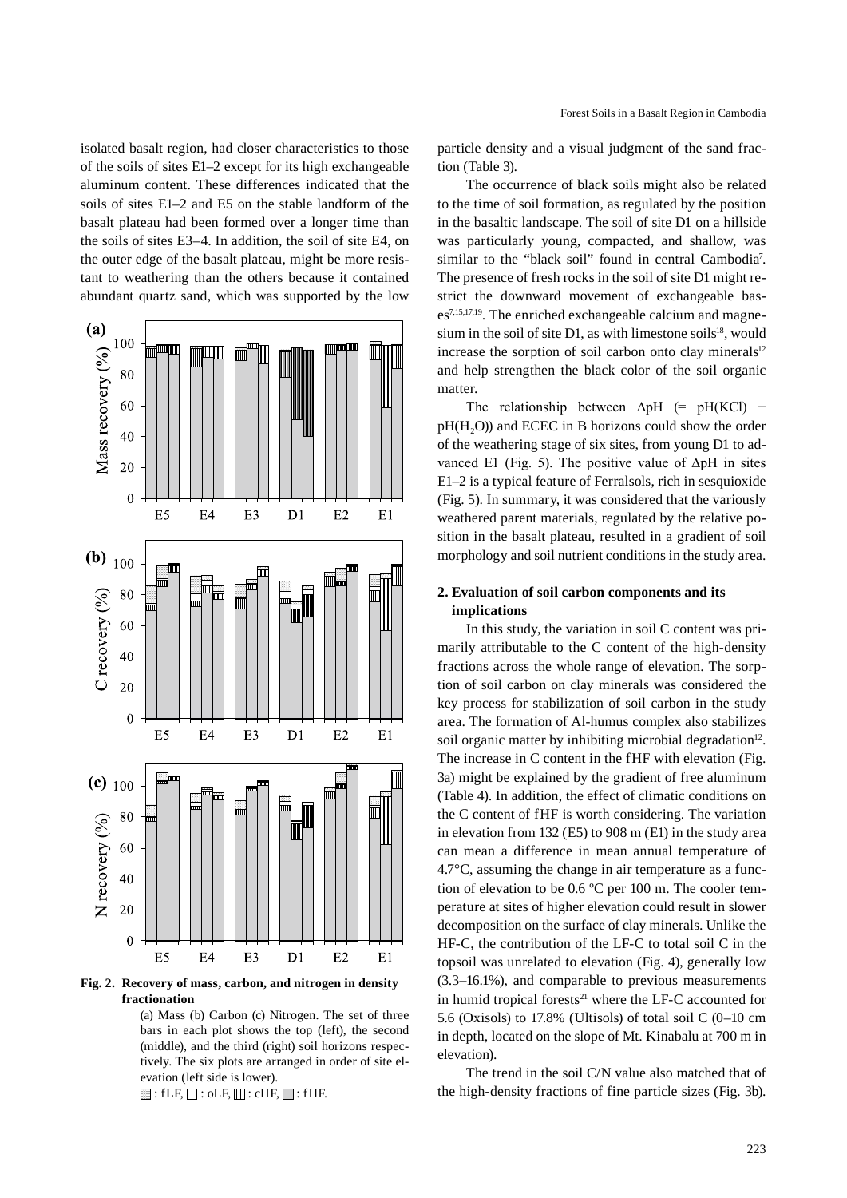isolated basalt region, had closer characteristics to those of the soils of sites E1–2 except for its high exchangeable aluminum content. These differences indicated that the soils of sites E1–2 and E5 on the stable landform of the basalt plateau had been formed over a longer time than the soils of sites E3–4. In addition, the soil of site E4, on the outer edge of the basalt plateau, might be more resistant to weathering than the others because it contained abundant quartz sand, which was supported by the low particle density and a visual judgment of the sand fraction (Table 3).

**Fig. 2. Recovery of mass, carbon, and nitrogen in density fractionation**

(a) Mass (b) Carbon (c) Nitrogen. The set of three bars in each plot shows the top (left), the second (middle), and the third (right) soil horizons respectively. The six plots are arranged in order of site elevation (left side is lower).

: fLF, : oLF, : cHF, : fHF.

The occurrence of black soils might also be related to the time of soil formation, as regulated by the position in the basaltic landscape. The soil of site D1 on a hillside was particularly young, compacted, and shallow, was similar to the "black soil" found in central Cambodia[7]. The presence of fresh rocks in the soil of site D1 might restrict the downward movement of exchangeable bases[7,15,17,19]. The enriched exchangeable calcium and magnesium in the soil of site D1, as with limestone soils[18], would increase the sorption of soil carbon onto clay minerals[12] and help strengthen the black color of the soil organic matter.

The relationship between $\Delta$pH (= pH(KCl) − pH($H_2O$)) and ECEC in B horizons could show the order of the weathering stage of six sites, from young D1 to advanced E1 (Fig. 5). The positive value of $\Delta$pH in sites E1–2 is a typical feature of Ferralsols, rich in sesquioxide (Fig. 5). In summary, it was considered that the variously weathered parent materials, regulated by the relative position in the basalt plateau, resulted in a gradient of soil morphology and soil nutrient conditions in the study area.

## 2. Evaluation of soil carbon components and its implications

In this study, the variation in soil C content was primarily attributable to the C content of the high-density fractions across the whole range of elevation. The sorption of soil carbon on clay minerals was considered the key process for stabilization of soil carbon in the study area. The formation of Al-humus complex also stabilizes soil organic matter by inhibiting microbial degradation[12]. The increase in C content in the fHF with elevation (Fig. 3a) might be explained by the gradient of free aluminum (Table 4). In addition, the effect of climatic conditions on the C content of fHF is worth considering. The variation in elevation from 132 (E5) to 908 m (E1) in the study area can mean a difference in mean annual temperature of 4.7°C, assuming the change in air temperature as a function of elevation to be 0.6 ºC per 100 m. The cooler temperature at sites of higher elevation could result in slower decomposition on the surface of clay minerals. Unlike the HF-C, the contribution of the LF-C to total soil C in the topsoil was unrelated to elevation (Fig. 4), generally low (3.3–16.1%), and comparable to previous measurements in humid tropical forests[21] where the LF-C accounted for 5.6 (Oxisols) to 17.8% (Ultisols) of total soil C (0–10 cm in depth, located on the slope of Mt. Kinabalu at 700 m in elevation).

The trend in the soil C/N value also matched that of the high-density fractions of fine particle sizes (Fig. 3b).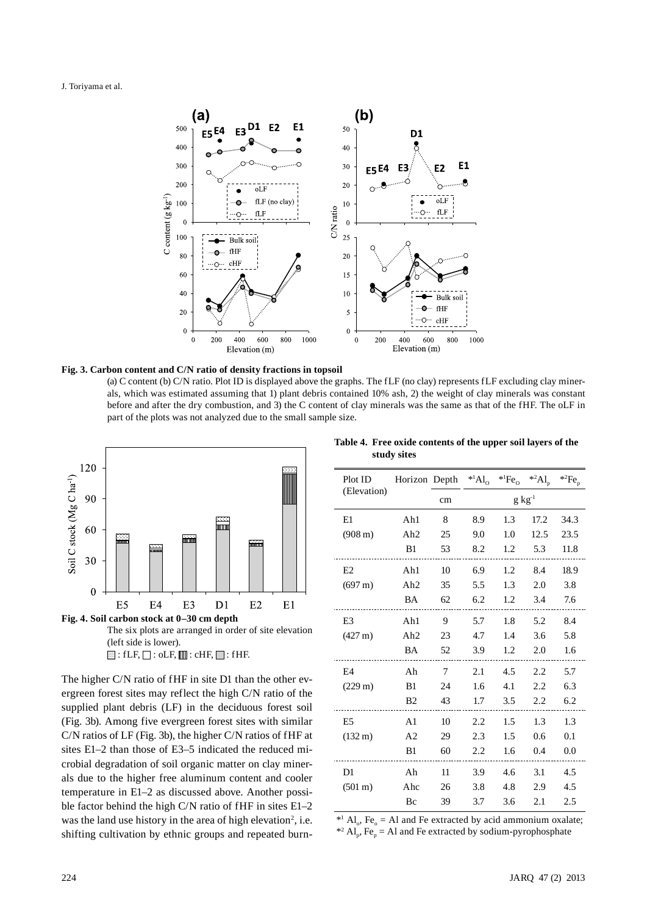**Fig. 3. Carbon content and C/N ratio of density fractions in topsoil**

(a) C content (b) C/N ratio. Plot ID is displayed above the graphs. The fLF (no clay) represents fLF excluding clay minerals, which was estimated assuming that 1) plant debris contained 10% ash, 2) the weight of clay minerals was constant before and after the dry combustion, and 3) the C content of clay minerals was the same as that of the fHF. The oLF in part of the plots was not analyzed due to the small sample size.

**Fig. 4. Soil carbon stock at 0–30 cm depth**

The six plots are arranged in order of site elevation (left side is lower).

: fLF, : oLF, : cHF, : fHF.

The higher C/N ratio of fHF in site D1 than the other evergreen forest sites may reflect the high C/N ratio of the supplied plant debris (LF) in the deciduous forest soil (Fig. 3b). Among five evergreen forest sites with similar C/N ratios of LF (Fig. 3b), the higher C/N ratios of fHF at sites E1–2 than those of E3–5 indicated the reduced microbial degradation of soil organic matter on clay minerals due to the higher free aluminum content and cooler temperature in E1–2 as discussed above. Another possible factor behind the high C/N ratio of fHF in sites E1–2 was the land use history in the area of high elevation[2], i.e. shifting cultivation by ethnic groups and repeated burn-

**Table 4. Free oxide contents of the upper soil layers of the study sites**

| Plot ID (Elevation) | Horizon | Depth | *1 $Al_o$ | *1 $Fe_o$ | *2 $Al_p$ | *2 $Fe_p$ |
|---|---|---|---|---|---|---|
| | | cm | $g\ kg^{-1}$ | | | |
| E1 | Ah1 | 8 | 8.9 | 1.3 | 17.2 | 34.3 |
| (908 m) | Ah2 | 25 | 9.0 | 1.0 | 12.5 | 23.5 |
| | B1 | 53 | 8.2 | 1.2 | 5.3 | 11.8 |
| E2 | Ah1 | 10 | 6.9 | 1.2 | 8.4 | 18.9 |
| (697 m) | Ah2 | 35 | 5.5 | 1.3 | 2.0 | 3.8 |
| | BA | 62 | 6.2 | 1.2 | 3.4 | 7.6 |
| E3 | Ah1 | 9 | 5.7 | 1.8 | 5.2 | 8.4 |
| (427 m) | Ah2 | 23 | 4.7 | 1.4 | 3.6 | 5.8 |
| | BA | 52 | 3.9 | 1.2 | 2.0 | 1.6 |
| E4 | Ah | 7 | 2.1 | 4.5 | 2.2 | 5.7 |
| (229 m) | B1 | 24 | 1.6 | 4.1 | 2.2 | 6.3 |
| | B2 | 43 | 1.7 | 3.5 | 2.2 | 6.2 |
| E5 | A1 | 10 | 2.2 | 1.5 | 1.3 | 1.3 |
| (132 m) | A2 | 29 | 2.3 | 1.5 | 0.6 | 0.1 |
| | B1 | 60 | 2.2 | 1.6 | 0.4 | 0.0 |
| D1 | Ah | 11 | 3.9 | 4.6 | 3.1 | 4.5 |
| (501 m) | Ahc | 26 | 3.8 | 4.8 | 2.9 | 4.5 |
| | Bc | 39 | 3.7 | 3.6 | 2.1 | 2.5 |

*1 $Al_o$, $Fe_o$ = Al and Fe extracted by acid ammonium oxalate;
*2 $Al_p$, $Fe_p$ = Al and Fe extracted by sodium-pyrophosphate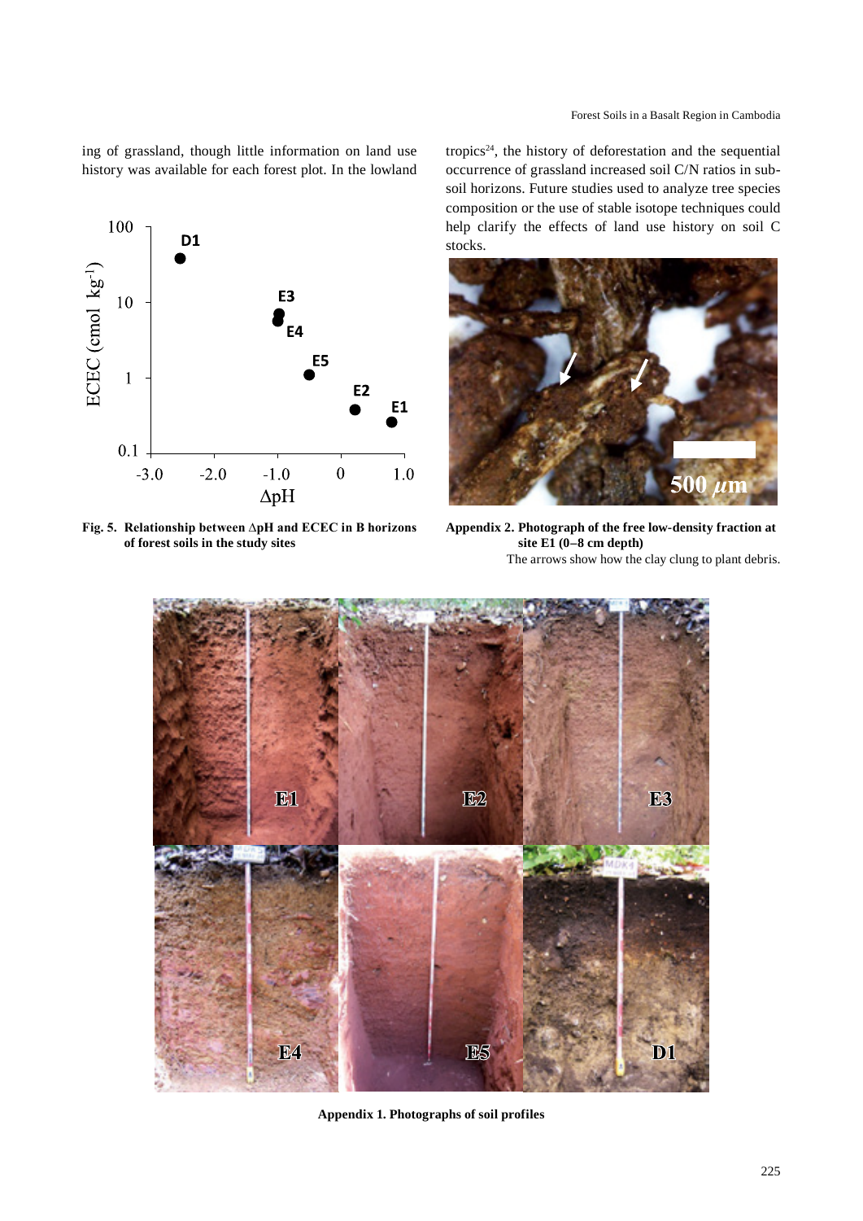ing of grassland, though little information on land use history was available for each forest plot. In the lowland tropics[24], the history of deforestation and the sequential occurrence of grassland increased soil C/N ratios in subsoil horizons. Future studies used to analyze tree species composition or the use of stable isotope techniques could help clarify the effects of land use history on soil C stocks.

**Fig. 5. Relationship between ΔpH and ECEC in B horizons of forest soils in the study sites**

**Appendix 2. Photograph of the free low-density fraction at site E1 (0–8 cm depth)**

The arrows show how the clay clung to plant debris.

**Appendix 1. Photographs of soil profiles**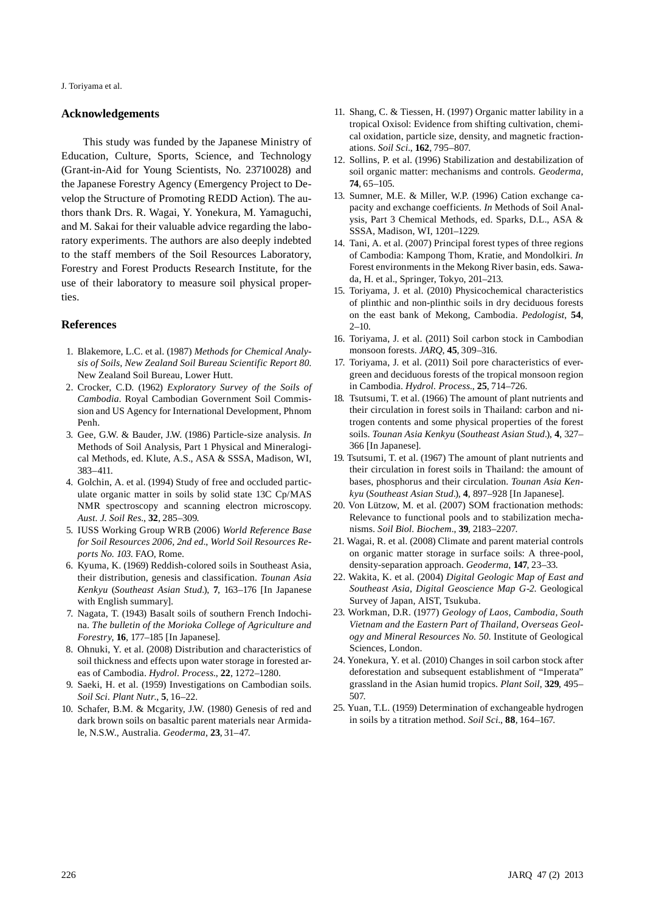## Acknowledgements

This study was funded by the Japanese Ministry of Education, Culture, Sports, Science, and Technology (Grant-in-Aid for Young Scientists, No. 23710028) and the Japanese Forestry Agency (Emergency Project to Develop the Structure of Promoting REDD Action). The authors thank Drs. R. Wagai, Y. Yonekura, M. Yamaguchi, and M. Sakai for their valuable advice regarding the laboratory experiments. The authors are also deeply indebted to the staff members of the Soil Resources Laboratory, Forestry and Forest Products Research Institute, for the use of their laboratory to measure soil physical properties.

## References

1. Blakemore, L.C. et al. (1987) *Methods for Chemical Analysis of Soils, New Zealand Soil Bureau Scientific Report 80*. New Zealand Soil Bureau, Lower Hutt.
2. Crocker, C.D. (1962) *Exploratory Survey of the Soils of Cambodia*. Royal Cambodian Government Soil Commission and US Agency for International Development, Phnom Penh.
3. Gee, G.W. & Bauder, J.W. (1986) Particle-size analysis. *In* Methods of Soil Analysis, Part 1 Physical and Mineralogical Methods, ed. Klute, A.S., ASA & SSSA, Madison, WI, 383–411.
4. Golchin, A. et al. (1994) Study of free and occluded particulate organic matter in soils by solid state 13C Cp/MAS NMR spectroscopy and scanning electron microscopy. *Aust. J. Soil Res.*, **32**, 285–309.
5. IUSS Working Group WRB (2006) *World Reference Base for Soil Resources 2006, 2nd ed., World Soil Resources Reports No. 103*. FAO, Rome.
6. Kyuma, K. (1969) Reddish-colored soils in Southeast Asia, their distribution, genesis and classification. *Tounan Asia Kenkyu* (*Southeast Asian Stud.*), **7**, 163–176 [In Japanese with English summary].
7. Nagata, T. (1943) Basalt soils of southern French Indochina. *The bulletin of the Morioka College of Agriculture and Forestry*, **16**, 177–185 [In Japanese].
8. Ohnuki, Y. et al. (2008) Distribution and characteristics of soil thickness and effects upon water storage in forested areas of Cambodia. *Hydrol. Process.*, **22**, 1272–1280.
9. Saeki, H. et al. (1959) Investigations on Cambodian soils. *Soil Sci. Plant Nutr.*, **5**, 16–22.
10. Schafer, B.M. & Mcgarity, J.W. (1980) Genesis of red and dark brown soils on basaltic parent materials near Armidale, N.S.W., Australia. *Geoderma*, **23**, 31–47.
11. Shang, C. & Tiessen, H. (1997) Organic matter lability in a tropical Oxisol: Evidence from shifting cultivation, chemical oxidation, particle size, density, and magnetic fractionations. *Soil Sci.*, **162**, 795–807.
12. Sollins, P. et al. (1996) Stabilization and destabilization of soil organic matter: mechanisms and controls. *Geoderma*, **74**, 65–105.
13. Sumner, M.E. & Miller, W.P. (1996) Cation exchange capacity and exchange coefficients. *In* Methods of Soil Analysis, Part 3 Chemical Methods, ed. Sparks, D.L., ASA & SSSA, Madison, WI, 1201–1229.
14. Tani, A. et al. (2007) Principal forest types of three regions of Cambodia: Kampong Thom, Kratie, and Mondolkiri. *In* Forest environments in the Mekong River basin, eds. Sawada, H. et al., Springer, Tokyo, 201–213.
15. Toriyama, J. et al. (2010) Physicochemical characteristics of plinthic and non-plinthic soils in dry deciduous forests on the east bank of Mekong, Cambodia. *Pedologist*, **54**, 2–10.
16. Toriyama, J. et al. (2011) Soil carbon stock in Cambodian monsoon forests. *JARQ*, **45**, 309–316.
17. Toriyama, J. et al. (2011) Soil pore characteristics of evergreen and deciduous forests of the tropical monsoon region in Cambodia. *Hydrol. Process.*, **25**, 714–726.
18. Tsutsumi, T. et al. (1966) The amount of plant nutrients and their circulation in forest soils in Thailand: carbon and nitrogen contents and some physical properties of the forest soils. *Tounan Asia Kenkyu* (*Southeast Asian Stud.*), **4**, 327–366 [In Japanese].
19. Tsutsumi, T. et al. (1967) The amount of plant nutrients and their circulation in forest soils in Thailand: the amount of bases, phosphorus and their circulation. *Tounan Asia Kenkyu* (*Southeast Asian Stud.*), **4**, 897–928 [In Japanese].
20. Von Lützow, M. et al. (2007) SOM fractionation methods: Relevance to functional pools and to stabilization mechanisms. *Soil Biol. Biochem.*, **39**, 2183–2207.
21. Wagai, R. et al. (2008) Climate and parent material controls on organic matter storage in surface soils: A three-pool, density-separation approach. *Geoderma*, **147**, 23–33.
22. Wakita, K. et al. (2004) *Digital Geologic Map of East and Southeast Asia, Digital Geoscience Map G-2*. Geological Survey of Japan, AIST, Tsukuba.
23. Workman, D.R. (1977) *Geology of Laos, Cambodia, South Vietnam and the Eastern Part of Thailand, Overseas Geology and Mineral Resources No. 50*. Institute of Geological Sciences, London.
24. Yonekura, Y. et al. (2010) Changes in soil carbon stock after deforestation and subsequent establishment of "Imperata" grassland in the Asian humid tropics. *Plant Soil*, **329**, 495–507.
25. Yuan, T.L. (1959) Determination of exchangeable hydrogen in soils by a titration method. *Soil Sci.*, **88**, 164–167.